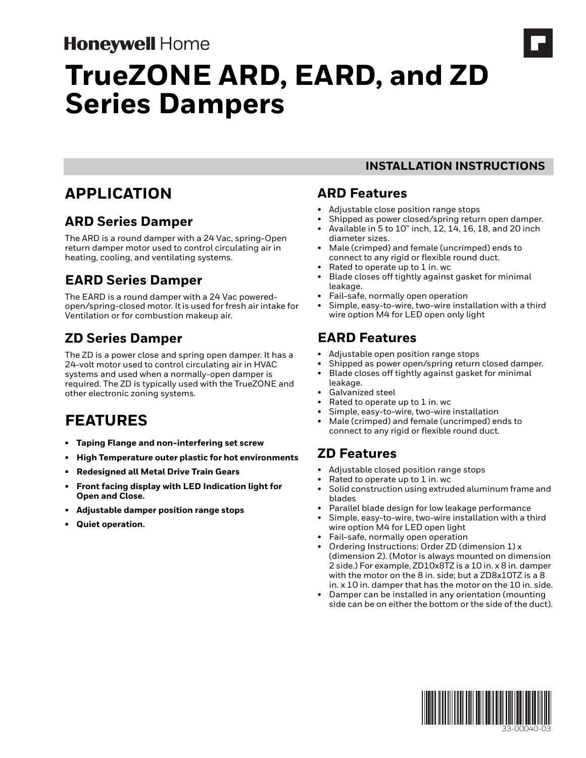Honeywell Home

# TrueZONE ARD, EARD, and ZD Series Dampers

INSTALLATION INSTRUCTIONS

## APPLICATION

### ARD Series Damper

The ARD is a round damper with a 24 Vac, spring-Open return damper motor used to control circulating air in heating, cooling, and ventilating systems.

### EARD Series Damper

The EARD is a round damper with a 24 Vac powered-open/spring-closed motor. It is used for fresh air intake for Ventilation or for combustion makeup air.

### ZD Series Damper

The ZD is a power close and spring open damper. It has a 24-volt motor used to control circulating air in HVAC systems and used when a normally-open damper is required. The ZD is typically used with the TrueZONE and other electronic zoning systems.

## FEATURES

- **Taping Flange and non-interfering set screw**
- **High Temperature outer plastic for hot environments**
- **Redesigned all Metal Drive Train Gears**
- **Front facing display with LED Indication light for Open and Close.**
- **Adjustable damper position range stops**
- **Quiet operation.**

## ARD Features

- Adjustable close position range stops
- Shipped as power closed/spring return open damper.
- Available in 5 to 10" inch, 12, 14, 16, 18, and 20 inch diameter sizes.
- Male (crimped) and female (uncrimped) ends to connect to any rigid or flexible round duct.
- Rated to operate up to 1 in. wc
- Blade closes off tightly against gasket for minimal leakage.
- Fail-safe, normally open operation
- Simple, easy-to-wire, two-wire installation with a third wire option M4 for LED open only light

## EARD Features

- Adjustable open position range stops
- Shipped as power open/spring return closed damper.
- Blade closes off tightly against gasket for minimal leakage.
- Galvanized steel
- Rated to operate up to 1 in. wc
- Simple, easy-to-wire, two-wire installation
- Male (crimped) and female (uncrimped) ends to connect to any rigid or flexible round duct.

## ZD Features

- Adjustable closed position range stops
- Rated to operate up to 1 in. wc
- Solid construction using extruded aluminum frame and blades
- Parallel blade design for low leakage performance
- Simple, easy-to-wire, two-wire installation with a third wire option M4 for LED open light
- Fail-safe, normally open operation
- Ordering Instructions: Order ZD (dimension 1) x (dimension 2). (Motor is always mounted on dimension 2 side.) For example, ZD10x8TZ is a 10 in. x 8 in. damper with the motor on the 8 in. side; but a ZD8x10TZ is a 8 in. x 10 in. damper that has the motor on the 10 in. side.
- Damper can be installed in any orientation (mounting side can be on either the bottom or the side of the duct).

33-00040-03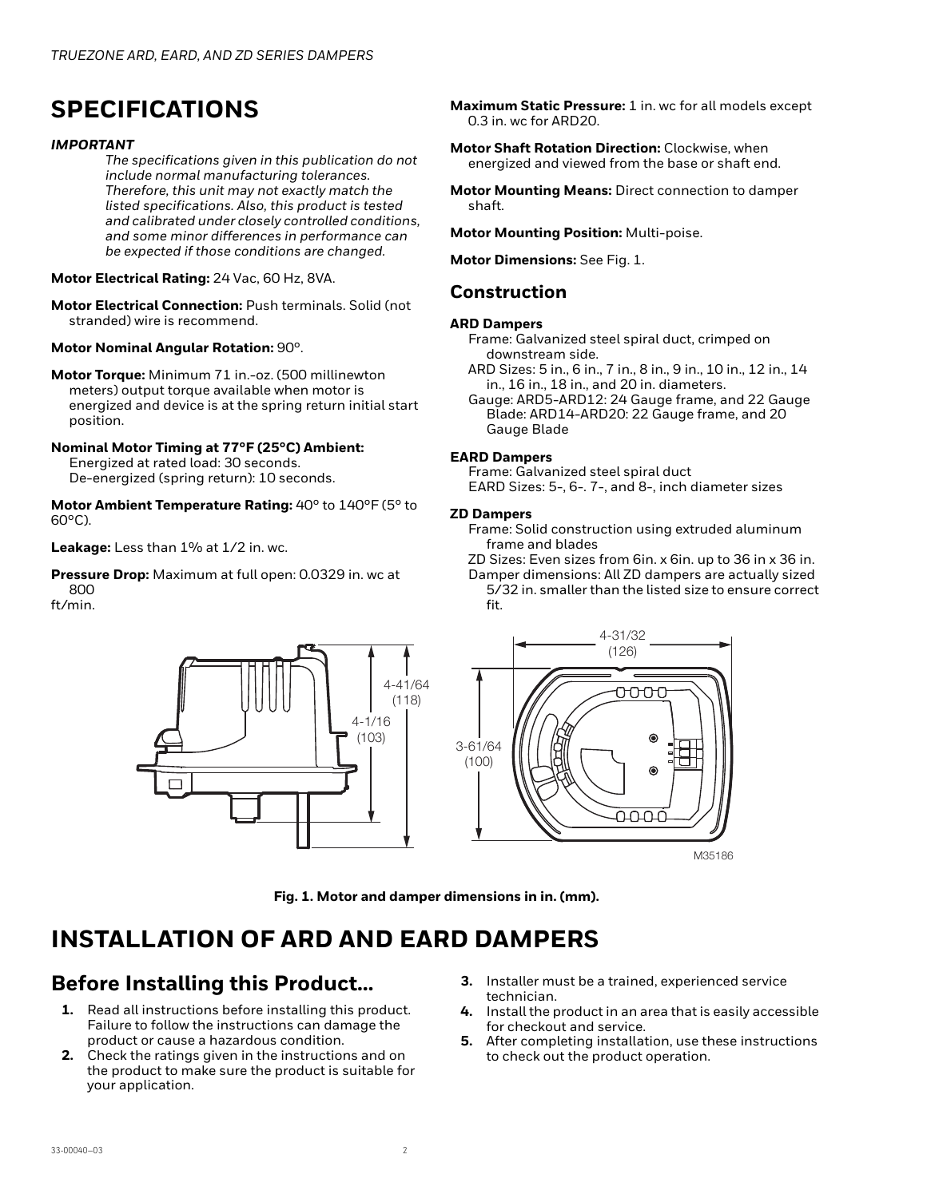# SPECIFICATIONS

***IMPORTANT***

*The specifications given in this publication do not include normal manufacturing tolerances. Therefore, this unit may not exactly match the listed specifications. Also, this product is tested and calibrated under closely controlled conditions, and some minor differences in performance can be expected if those conditions are changed.*

**Motor Electrical Rating:** 24 Vac, 60 Hz, 8VA.

**Motor Electrical Connection:** Push terminals. Solid (not stranded) wire is recommend.

**Motor Nominal Angular Rotation:** 90°.

**Motor Torque:** Minimum 71 in.-oz. (500 millinewton meters) output torque available when motor is energized and device is at the spring return initial start position.

**Nominal Motor Timing at 77°F (25°C) Ambient:**
Energized at rated load: 30 seconds.
De-energized (spring return): 10 seconds.

**Motor Ambient Temperature Rating:** 40° to 140°F (5° to 60°C).

**Leakage:** Less than 1% at 1/2 in. wc.

**Pressure Drop:** Maximum at full open: 0.0329 in. wc at 800
ft/min.

**Maximum Static Pressure:** 1 in. wc for all models except 0.3 in. wc for ARD20.

**Motor Shaft Rotation Direction:** Clockwise, when energized and viewed from the base or shaft end.

**Motor Mounting Means:** Direct connection to damper shaft.

**Motor Mounting Position:** Multi-poise.

**Motor Dimensions:** See Fig. 1.

## Construction

**ARD Dampers**

Frame: Galvanized steel spiral duct, crimped on downstream side.
ARD Sizes: 5 in., 6 in., 7 in., 8 in., 9 in., 10 in., 12 in., 14 in., 16 in., 18 in., and 20 in. diameters.
Gauge: ARD5-ARD12: 24 Gauge frame, and 22 Gauge Blade: ARD14-ARD20: 22 Gauge frame, and 20 Gauge Blade

**EARD Dampers**

Frame: Galvanized steel spiral duct
EARD Sizes: 5-, 6-. 7-, and 8-, inch diameter sizes

**ZD Dampers**

Frame: Solid construction using extruded aluminum frame and blades
ZD Sizes: Even sizes from 6in. x 6in. up to 36 in x 36 in.
Damper dimensions: All ZD dampers are actually sized 5/32 in. smaller than the listed size to ensure correct fit.

4-41/64 (118)
4-1/16 (103)
4-31/32 (126)
3-61/64 (100)
M35186

**Fig. 1. Motor and damper dimensions in in. (mm).**

# INSTALLATION OF ARD AND EARD DAMPERS

## Before Installing this Product...

1. Read all instructions before installing this product. Failure to follow the instructions can damage the product or cause a hazardous condition.
2. Check the ratings given in the instructions and on the product to make sure the product is suitable for your application.
3. Installer must be a trained, experienced service technician.
4. Install the product in an area that is easily accessible for checkout and service.
5. After completing installation, use these instructions to check out the product operation.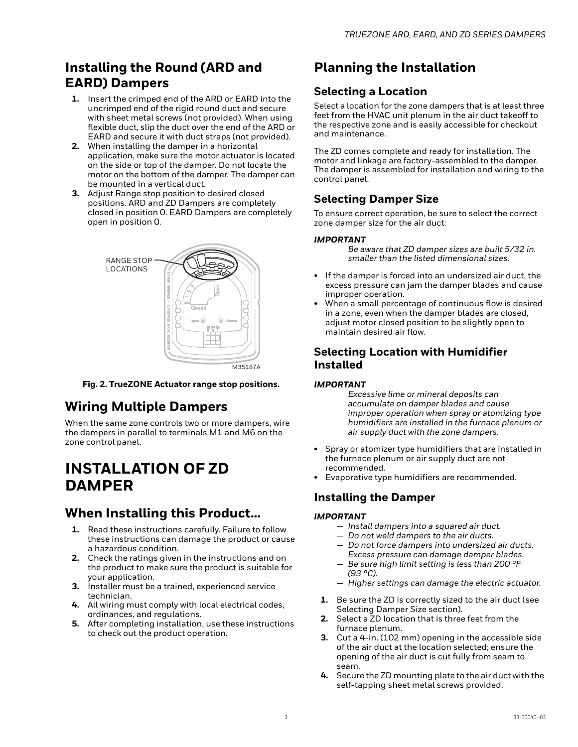## Installing the Round (ARD and EARD) Dampers

1. Insert the crimped end of the ARD or EARD into the uncrimped end of the rigid round duct and secure with sheet metal screws (not provided). When using flexible duct, slip the duct over the end of the ARD or EARD and secure it with duct straps (not provided).
2. When installing the damper in a horizontal application, make sure the motor actuator is located on the side or top of the damper. Do not locate the motor on the bottom of the damper. The damper can be mounted in a vertical duct.
3. Adjust Range stop position to desired closed positions. ARD and ZD Dampers are completely closed in position 0. EARD Dampers are completely open in position 0.

**Fig. 2. TrueZONE Actuator range stop positions.**

## Wiring Multiple Dampers

When the same zone controls two or more dampers, wire the dampers in parallel to terminals M1 and M6 on the zone control panel.

# INSTALLATION OF ZD DAMPER

## When Installing this Product...

1. Read these instructions carefully. Failure to follow these instructions can damage the product or cause a hazardous condition.
2. Check the ratings given in the instructions and on the product to make sure the product is suitable for your application.
3. Installer must be a trained, experienced service technician.
4. All wiring must comply with local electrical codes, ordinances, and regulations.
5. After completing installation, use these instructions to check out the product operation.

## Planning the Installation

### Selecting a Location

Select a location for the zone dampers that is at least three feet from the HVAC unit plenum in the air duct takeoff to the respective zone and is easily accessible for checkout and maintenance.

The ZD comes complete and ready for installation. The motor and linkage are factory-assembled to the damper. The damper is assembled for installation and wiring to the control panel.

### Selecting Damper Size

To ensure correct operation, be sure to select the correct zone damper size for the air duct:

***IMPORTANT***

*Be aware that ZD damper sizes are built 5/32 in. smaller than the listed dimensional sizes.*

- If the damper is forced into an undersized air duct, the excess pressure can jam the damper blades and cause improper operation.
- When a small percentage of continuous flow is desired in a zone, even when the damper blades are closed, adjust motor closed position to be slightly open to maintain desired air flow.

### Selecting Location with Humidifier Installed

***IMPORTANT***

*Excessive lime or mineral deposits can accumulate on damper blades and cause improper operation when spray or atomizing type humidifiers are installed in the furnace plenum or air supply duct with the zone dampers.*

- Spray or atomizer type humidifiers that are installed in the furnace plenum or air supply duct are not recommended.
- Evaporative type humidifiers are recommended.

### Installing the Damper

***IMPORTANT***

- *Install dampers into a squared air duct.*
- *Do not weld dampers to the air ducts.*
- *Do not force dampers into undersized air ducts. Excess pressure can damage damper blades.*
- *Be sure high limit setting is less than 200 °F (93 °C).*
- *Higher settings can damage the electric actuator.*

1. Be sure the ZD is correctly sized to the air duct (see Selecting Damper Size section).
2. Select a ZD location that is three feet from the furnace plenum.
3. Cut a 4-in. (102 mm) opening in the accessible side of the air duct at the location selected; ensure the opening of the air duct is cut fully from seam to seam.
4. Secure the ZD mounting plate to the air duct with the self-tapping sheet metal screws provided.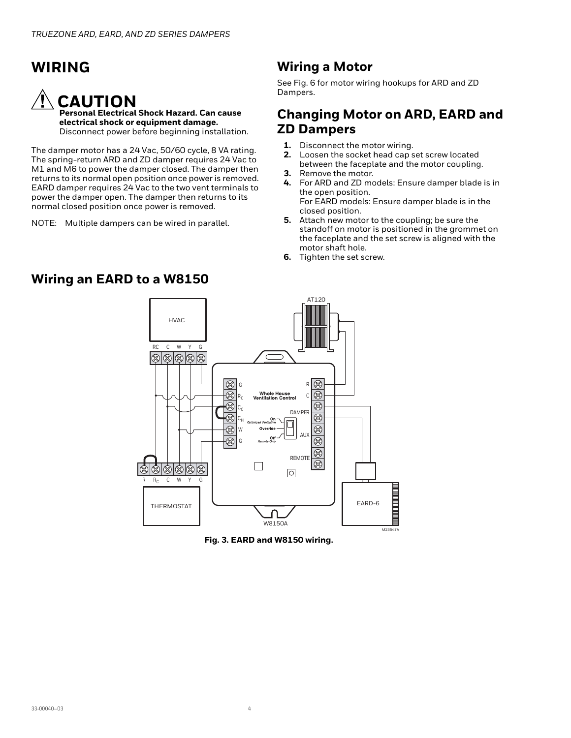# WIRING

## ⚠ CAUTION

**Personal Electrical Shock Hazard. Can cause electrical shock or equipment damage.**
Disconnect power before beginning installation.

The damper motor has a 24 Vac, 50/60 cycle, 8 VA rating. The spring-return ARD and ZD damper requires 24 Vac to M1 and M6 to power the damper closed. The damper then returns to its normal open position once power is removed. EARD damper requires 24 Vac to the two vent terminals to power the damper open. The damper then returns to its normal closed position once power is removed.

NOTE: Multiple dampers can be wired in parallel.

## Wiring a Motor

See Fig. 6 for motor wiring hookups for ARD and ZD Dampers.

## Changing Motor on ARD, EARD and ZD Dampers

1. Disconnect the motor wiring.
2. Loosen the socket head cap set screw located between the faceplate and the motor coupling.
3. Remove the motor.
4. For ARD and ZD models: Ensure damper blade is in the open position.
   For EARD models: Ensure damper blade is in the closed position.
5. Attach new motor to the coupling; be sure the standoff on motor is positioned in the grommet on the faceplate and the set screw is aligned with the motor shaft hole.
6. Tighten the set screw.

## Wiring an EARD to a W8150

**Fig. 3. EARD and W8150 wiring.**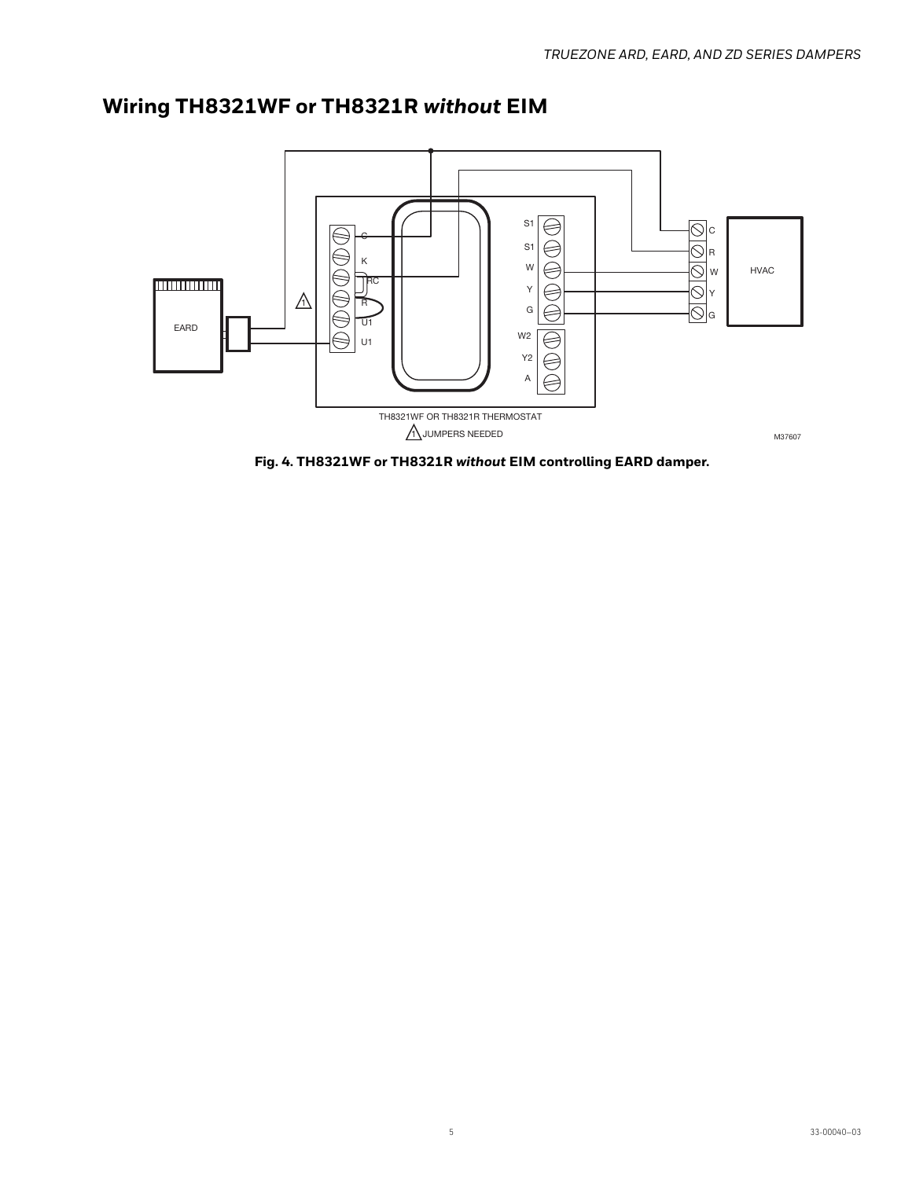## Wiring TH8321WF or TH8321R *without* EIM

**Fig. 4. TH8321WF or TH8321R *without* EIM controlling EARD damper.**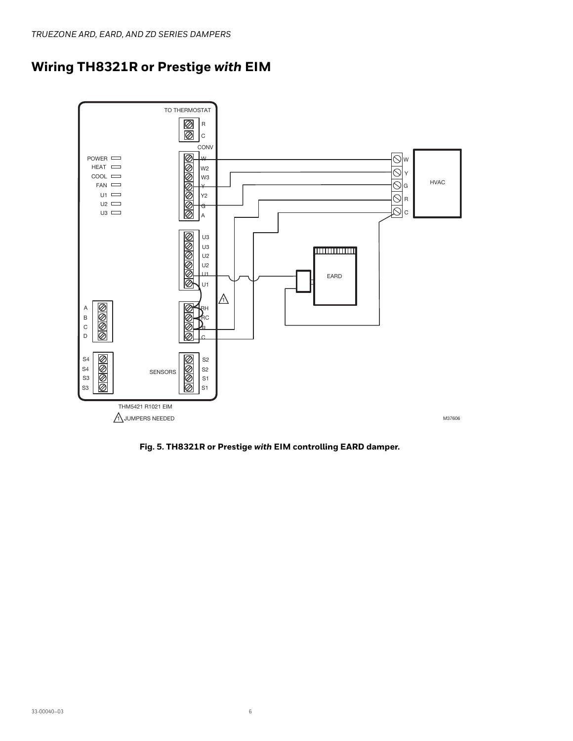## Wiring TH8321R or Prestige *with* EIM

TO THERMOSTAT

R

C

CONV

POWER

HEAT

COOL

FAN

U1

U2

U3

W

W2

W3

Y

Y2

G

A

U3

U3

U2

U2

U1

U1

RH

RC

R

C

A

B

C

D

S4

S4

S3

S3

SENSORS

S2

S2

S1

S1

THM5421 R1021 EIM

1 JUMPERS NEEDED

EARD

W

Y

G

R

C

HVAC

M37606

**Fig. 5. TH8321R or Prestige *with* EIM controlling EARD damper.**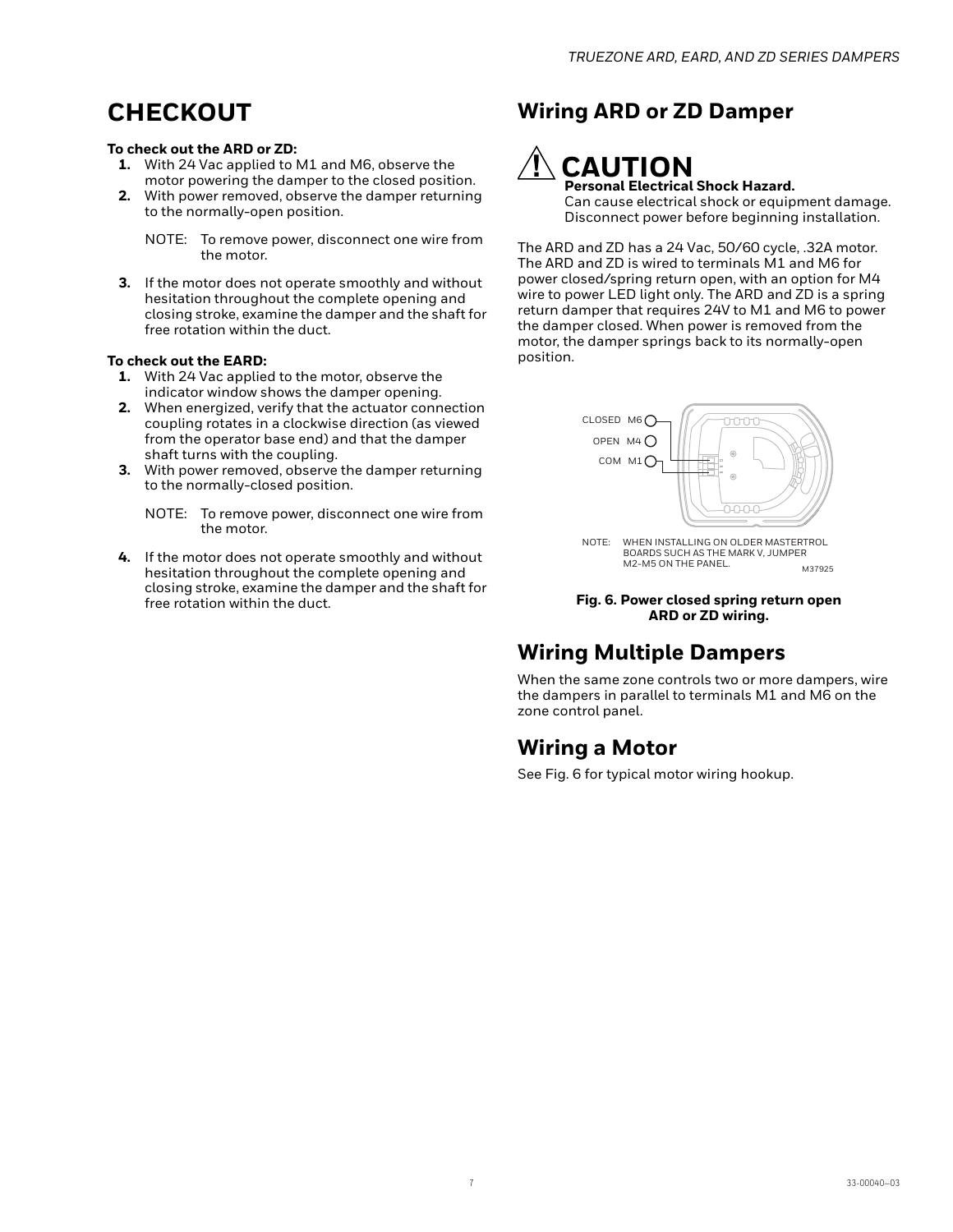# CHECKOUT

**To check out the ARD or ZD:**

1. With 24 Vac applied to M1 and M6, observe the motor powering the damper to the closed position.
2. With power removed, observe the damper returning to the normally-open position.

   NOTE: To remove power, disconnect one wire from the motor.

3. If the motor does not operate smoothly and without hesitation throughout the complete opening and closing stroke, examine the damper and the shaft for free rotation within the duct.

**To check out the EARD:**

1. With 24 Vac applied to the motor, observe the indicator window shows the damper opening.
2. When energized, verify that the actuator connection coupling rotates in a clockwise direction (as viewed from the operator base end) and that the damper shaft turns with the coupling.
3. With power removed, observe the damper returning to the normally-closed position.

   NOTE: To remove power, disconnect one wire from the motor.

4. If the motor does not operate smoothly and without hesitation throughout the complete opening and closing stroke, examine the damper and the shaft for free rotation within the duct.

## Wiring ARD or ZD Damper

**CAUTION**

**Personal Electrical Shock Hazard.**
Can cause electrical shock or equipment damage. Disconnect power before beginning installation.

The ARD and ZD has a 24 Vac, 50/60 cycle, .32A motor. The ARD and ZD is wired to terminals M1 and M6 for power closed/spring return open, with an option for M4 wire to power LED light only. The ARD and ZD is a spring return damper that requires 24V to M1 and M6 to power the damper closed. When power is removed from the motor, the damper springs back to its normally-open position.

CLOSED M6
OPEN M4
COM M1

NOTE: WHEN INSTALLING ON OLDER MASTERTROL BOARDS SUCH AS THE MARK V, JUMPER M2-M5 ON THE PANEL.

M37925

**Fig. 6. Power closed spring return open ARD or ZD wiring.**

## Wiring Multiple Dampers

When the same zone controls two or more dampers, wire the dampers in parallel to terminals M1 and M6 on the zone control panel.

## Wiring a Motor

See Fig. 6 for typical motor wiring hookup.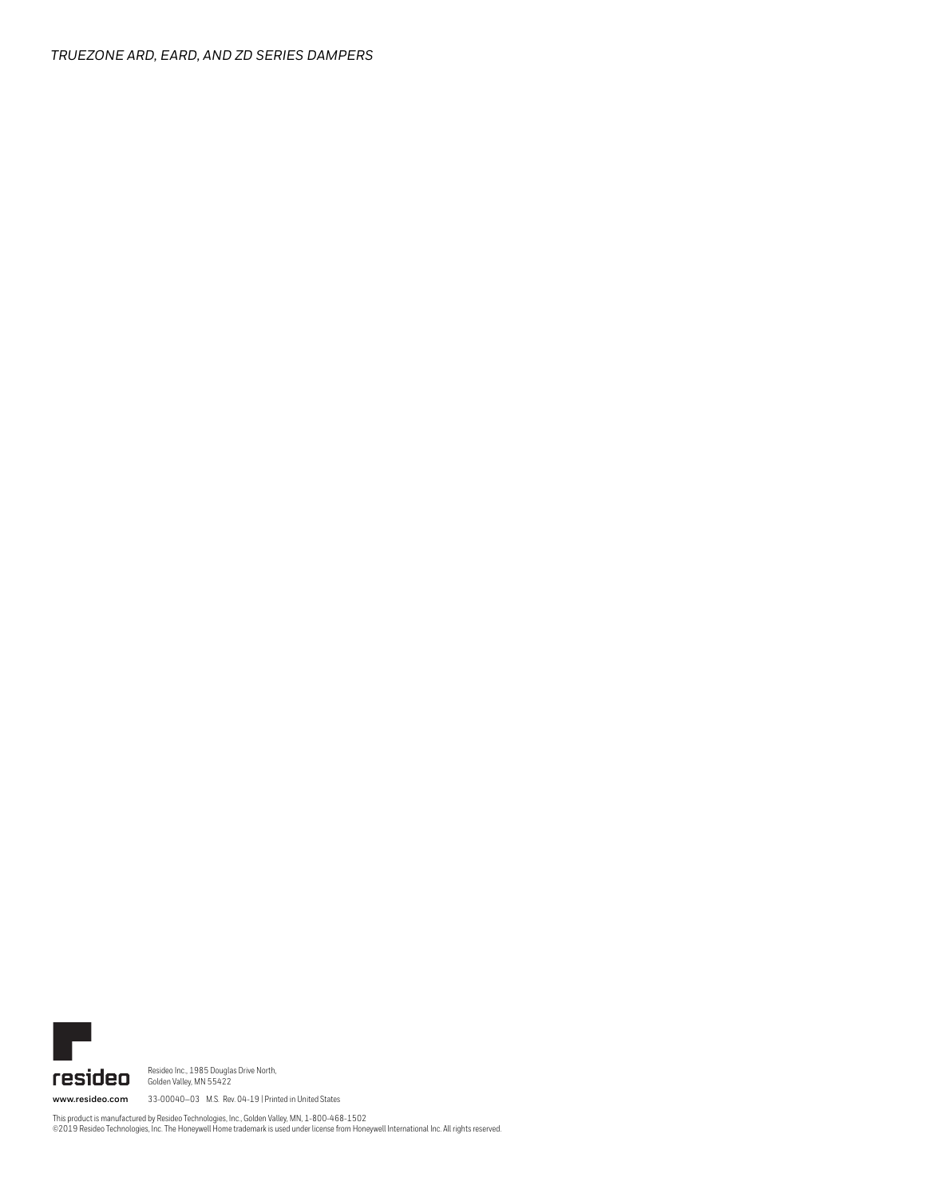resideo

Resideo Inc., 1985 Douglas Drive North,
Golden Valley, MN 55422

www.resideo.com

33-00040—03 M.S. Rev. 04-19 | Printed in United States

This product is manufactured by Resideo Technologies, Inc., Golden Valley, MN, 1-800-468-1502
©2019 Resideo Technologies, Inc. The Honeywell Home trademark is used under license from Honeywell International Inc. All rights reserved.